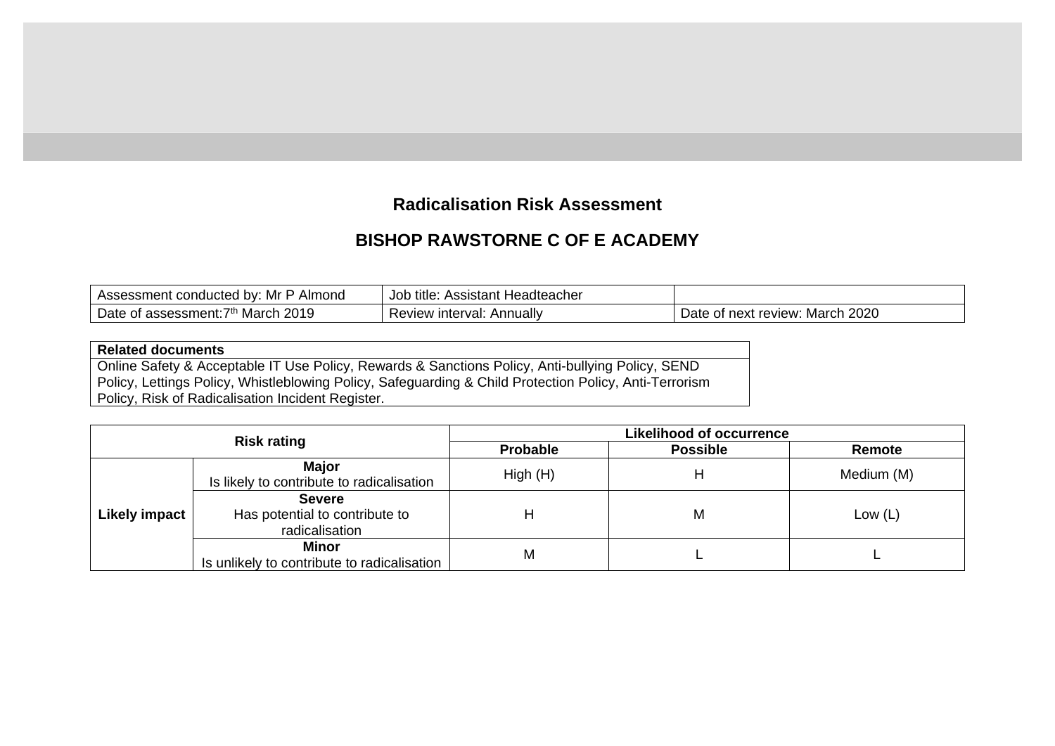# Radicalisation Risk Assessment

## BISHOP RAWSTORNE C OF E ACADEMY

| Assessment conducted by: Mr P Almond | Job title: Assistant Headteacher | |
|---|---|---|
| Date of assessment: 7th March 2019 | Review interval: Annually | Date of next review: March 2020 |

| Related documents |
|---|
| Online Safety & Acceptable IT Use Policy, Rewards & Sanctions Policy, Anti-bullying Policy, SEND Policy, Lettings Policy, Whistleblowing Policy, Safeguarding & Child Protection Policy, Anti-Terrorism Policy, Risk of Radicalisation Incident Register. |

| Risk rating | | Likelihood of occurrence | | |
|---|---|---|---|---|
| | | **Probable** | **Possible** | **Remote** |
| **Likely impact** | **Major** Is likely to contribute to radicalisation | High (H) | H | Medium (M) |
| | **Severe** Has potential to contribute to radicalisation | H | M | Low (L) |
| | **Minor** Is unlikely to contribute to radicalisation | M | L | L |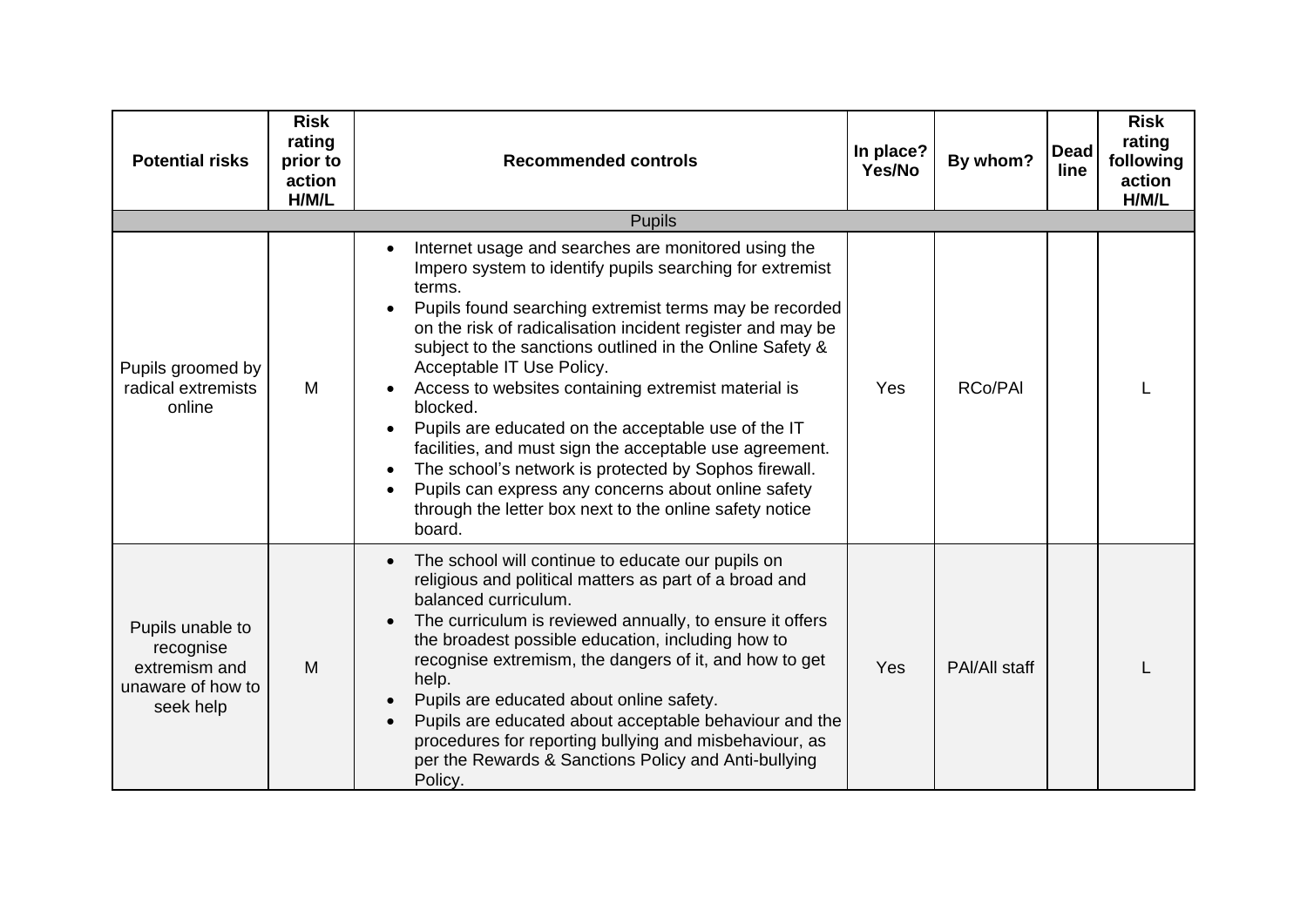| Potential risks | Risk rating prior to action H/M/L | Recommended controls | In place? Yes/No | By whom? | Dead line | Risk rating following action H/M/L |
|---|---|---|---|---|---|---|
| Pupils | | | | | | |
| Pupils groomed by radical extremists online | M | • Internet usage and searches are monitored using the Impero system to identify pupils searching for extremist terms.<br>• Pupils found searching extremist terms may be recorded on the risk of radicalisation incident register and may be subject to the sanctions outlined in the Online Safety & Acceptable IT Use Policy.<br>• Access to websites containing extremist material is blocked.<br>• Pupils are educated on the acceptable use of the IT facilities, and must sign the acceptable use agreement.<br>• The school's network is protected by Sophos firewall.<br>• Pupils can express any concerns about online safety through the letter box next to the online safety notice board. | Yes | RCo/PAl | | L |
| Pupils unable to recognise extremism and unaware of how to seek help | M | • The school will continue to educate our pupils on religious and political matters as part of a broad and balanced curriculum.<br>• The curriculum is reviewed annually, to ensure it offers the broadest possible education, including how to recognise extremism, the dangers of it, and how to get help.<br>• Pupils are educated about online safety.<br>• Pupils are educated about acceptable behaviour and the procedures for reporting bullying and misbehaviour, as per the Rewards & Sanctions Policy and Anti-bullying Policy. | Yes | PAl/All staff | | L |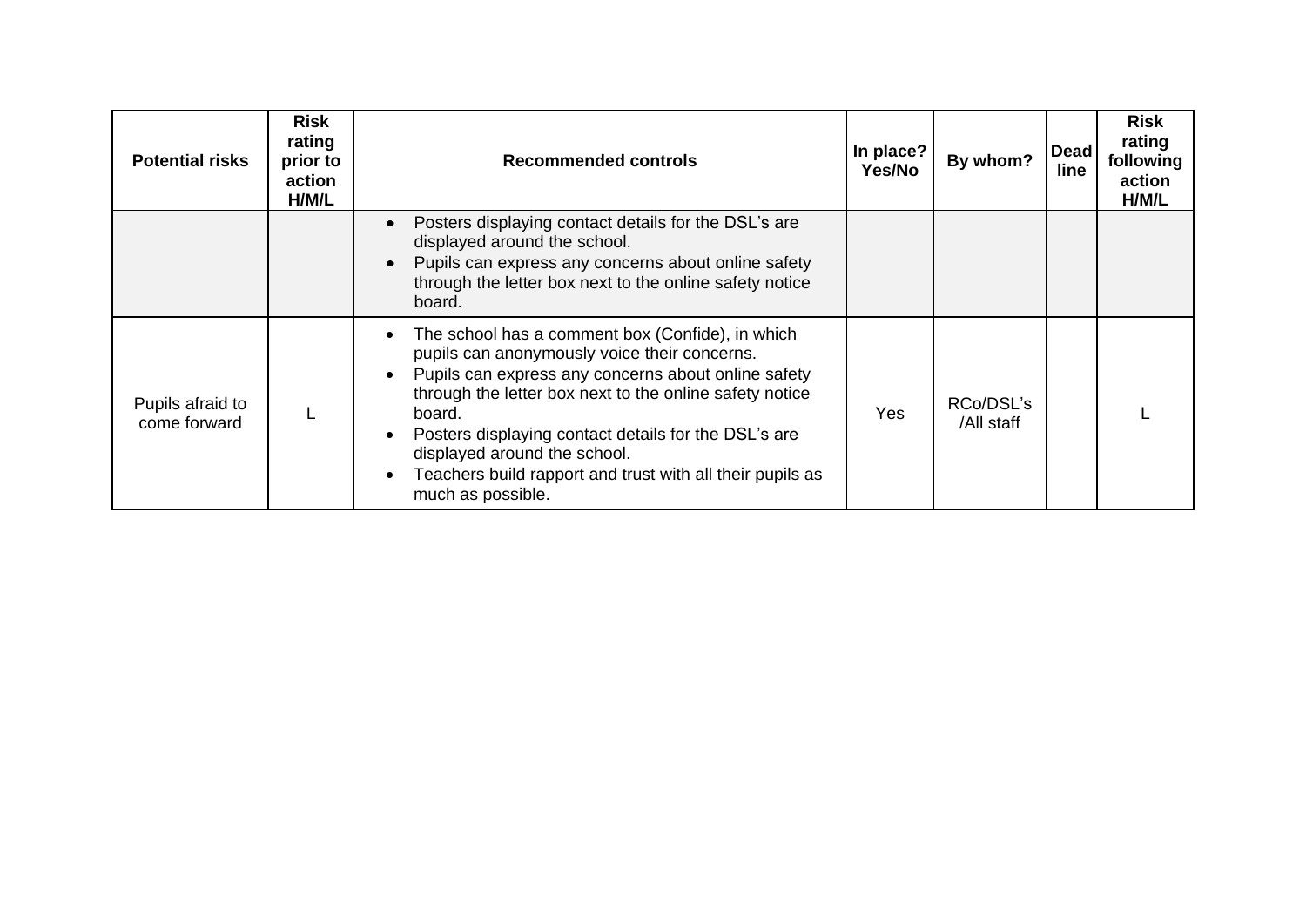| Potential risks | Risk rating prior to action H/M/L | Recommended controls | In place? Yes/No | By whom? | Dead line | Risk rating following action H/M/L |
| --- | --- | --- | --- | --- | --- | --- |
| | | • Posters displaying contact details for the DSL's are displayed around the school.<br>• Pupils can express any concerns about online safety through the letter box next to the online safety notice board. | | | | |
| Pupils afraid to come forward | L | • The school has a comment box (Confide), in which pupils can anonymously voice their concerns.<br>• Pupils can express any concerns about online safety through the letter box next to the online safety notice board.<br>• Posters displaying contact details for the DSL's are displayed around the school.<br>• Teachers build rapport and trust with all their pupils as much as possible. | Yes | RCo/DSL's /All staff | | L |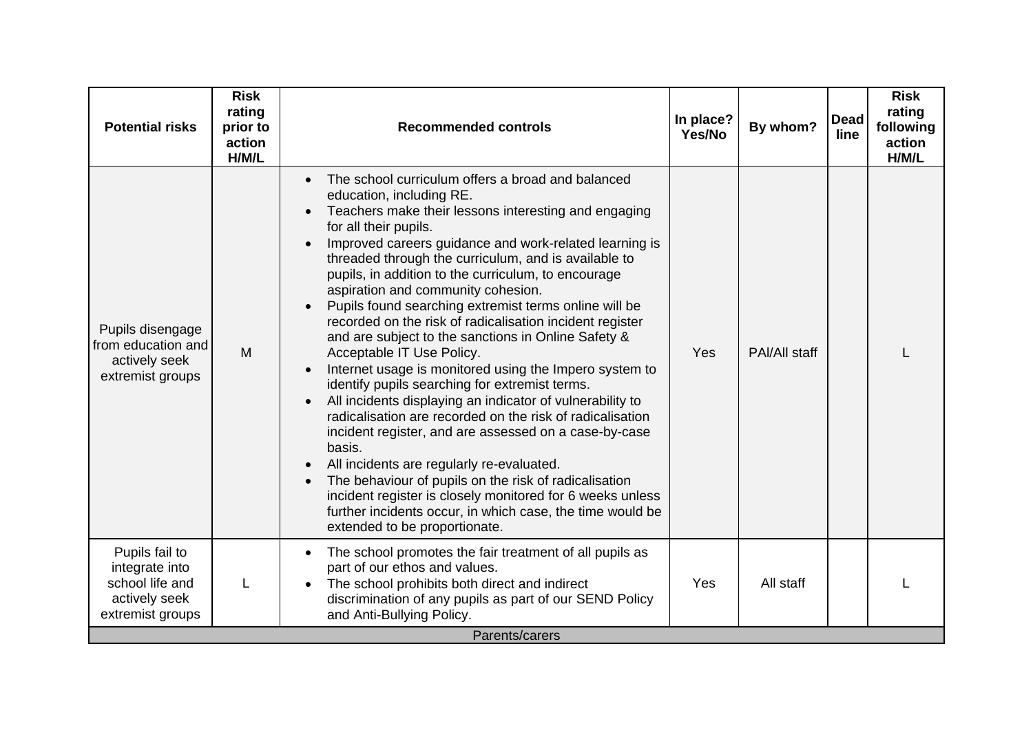| Potential risks | Risk rating prior to action H/M/L | Recommended controls | In place? Yes/No | By whom? | Dead line | Risk rating following action H/M/L |
|---|---|---|---|---|---|---|
| Pupils disengage from education and actively seek extremist groups | M | • The school curriculum offers a broad and balanced education, including RE.<br>• Teachers make their lessons interesting and engaging for all their pupils.<br>• Improved careers guidance and work-related learning is threaded through the curriculum, and is available to pupils, in addition to the curriculum, to encourage aspiration and community cohesion.<br>• Pupils found searching extremist terms online will be recorded on the risk of radicalisation incident register and are subject to the sanctions in Online Safety & Acceptable IT Use Policy.<br>• Internet usage is monitored using the Impero system to identify pupils searching for extremist terms.<br>• All incidents displaying an indicator of vulnerability to radicalisation are recorded on the risk of radicalisation incident register, and are assessed on a case-by-case basis.<br>• All incidents are regularly re-evaluated.<br>• The behaviour of pupils on the risk of radicalisation incident register is closely monitored for 6 weeks unless further incidents occur, in which case, the time would be extended to be proportionate. | Yes | PAI/All staff | | L |
| Pupils fail to integrate into school life and actively seek extremist groups | L | • The school promotes the fair treatment of all pupils as part of our ethos and values.<br>• The school prohibits both direct and indirect discrimination of any pupils as part of our SEND Policy and Anti-Bullying Policy. | Yes | All staff | | L |
| Parents/carers | | | | | | |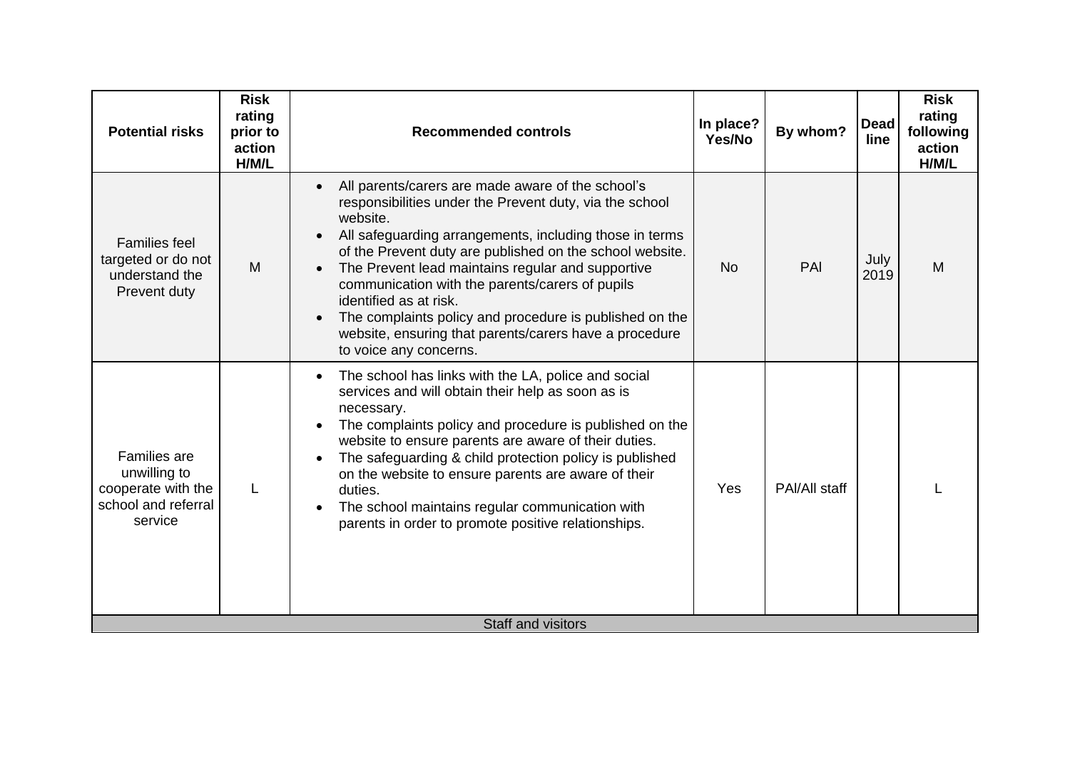| Potential risks | Risk rating prior to action H/M/L | Recommended controls | In place? Yes/No | By whom? | Dead line | Risk rating following action H/M/L |
|---|---|---|---|---|---|---|
| Families feel targeted or do not understand the Prevent duty | M | • All parents/carers are made aware of the school's responsibilities under the Prevent duty, via the school website.<br>• All safeguarding arrangements, including those in terms of the Prevent duty are published on the school website.<br>• The Prevent lead maintains regular and supportive communication with the parents/carers of pupils identified as at risk.<br>• The complaints policy and procedure is published on the website, ensuring that parents/carers have a procedure to voice any concerns. | No | PAl | July 2019 | M |
| Families are unwilling to cooperate with the school and referral service | L | • The school has links with the LA, police and social services and will obtain their help as soon as is necessary.<br>• The complaints policy and procedure is published on the website to ensure parents are aware of their duties.<br>• The safeguarding & child protection policy is published on the website to ensure parents are aware of their duties.<br>• The school maintains regular communication with parents in order to promote positive relationships. | Yes | PAl/All staff | | L |
| Staff and visitors | | | | | | |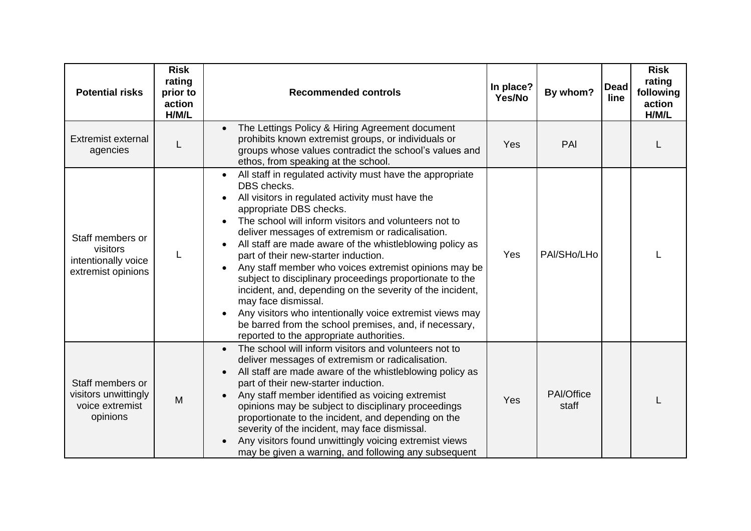| Potential risks | Risk rating prior to action H/M/L | Recommended controls | In place? Yes/No | By whom? | Dead line | Risk rating following action H/M/L |
|---|---|---|---|---|---|---|
| Extremist external agencies | L | • The Lettings Policy & Hiring Agreement document prohibits known extremist groups, or individuals or groups whose values contradict the school's values and ethos, from speaking at the school. | Yes | PAl | | L |
| Staff members or visitors intentionally voice extremist opinions | L | • All staff in regulated activity must have the appropriate DBS checks.<br>• All visitors in regulated activity must have the appropriate DBS checks.<br>• The school will inform visitors and volunteers not to deliver messages of extremism or radicalisation.<br>• All staff are made aware of the whistleblowing policy as part of their new-starter induction.<br>• Any staff member who voices extremist opinions may be subject to disciplinary proceedings proportionate to the incident, and, depending on the severity of the incident, may face dismissal.<br>• Any visitors who intentionally voice extremist views may be barred from the school premises, and, if necessary, reported to the appropriate authorities. | Yes | PAl/SHo/LHo | | L |
| Staff members or visitors unwittingly voice extremist opinions | M | • The school will inform visitors and volunteers not to deliver messages of extremism or radicalisation.<br>• All staff are made aware of the whistleblowing policy as part of their new-starter induction.<br>• Any staff member identified as voicing extremist opinions may be subject to disciplinary proceedings proportionate to the incident, and depending on the severity of the incident, may face dismissal.<br>• Any visitors found unwittingly voicing extremist views may be given a warning, and following any subsequent | Yes | PAl/Office staff | | L |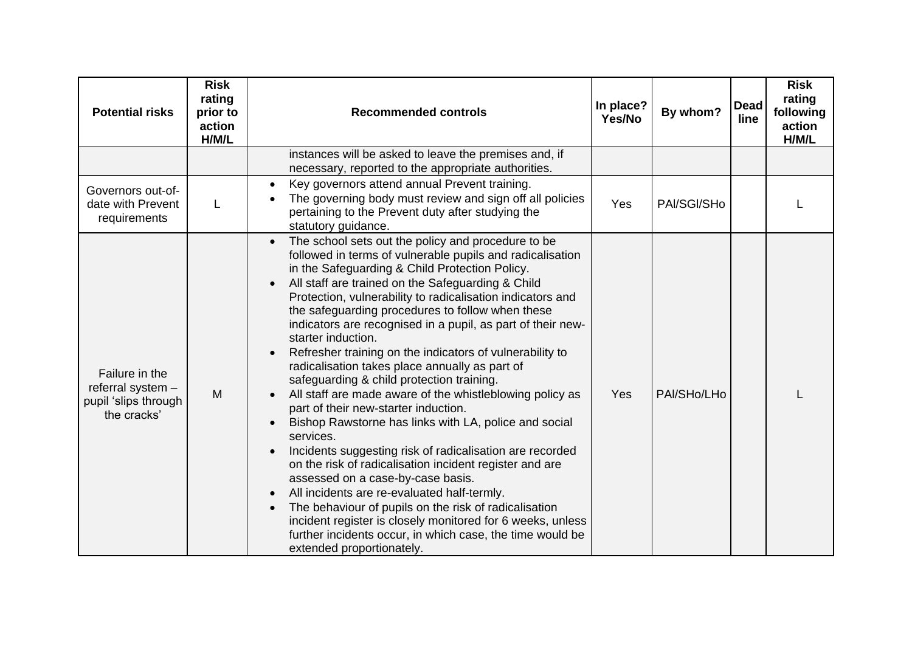| Potential risks | Risk rating prior to action H/M/L | Recommended controls | In place? Yes/No | By whom? | Dead line | Risk rating following action H/M/L |
|---|---|---|---|---|---|---|
| | | instances will be asked to leave the premises and, if necessary, reported to the appropriate authorities. | | | | |
| Governors out-of-date with Prevent requirements | L | • Key governors attend annual Prevent training.<br>• The governing body must review and sign off all policies pertaining to the Prevent duty after studying the statutory guidance. | Yes | PAI/SGI/SHo | | L |
| Failure in the referral system – pupil 'slips through the cracks' | M | • The school sets out the policy and procedure to be followed in terms of vulnerable pupils and radicalisation in the Safeguarding & Child Protection Policy.<br>• All staff are trained on the Safeguarding & Child Protection, vulnerability to radicalisation indicators and the safeguarding procedures to follow when these indicators are recognised in a pupil, as part of their new-starter induction.<br>• Refresher training on the indicators of vulnerability to radicalisation takes place annually as part of safeguarding & child protection training.<br>• All staff are made aware of the whistleblowing policy as part of their new-starter induction.<br>• Bishop Rawstorne has links with LA, police and social services.<br>• Incidents suggesting risk of radicalisation are recorded on the risk of radicalisation incident register and are assessed on a case-by-case basis.<br>• All incidents are re-evaluated half-termly.<br>• The behaviour of pupils on the risk of radicalisation incident register is closely monitored for 6 weeks, unless further incidents occur, in which case, the time would be extended proportionately. | Yes | PAI/SHo/LHo | | L |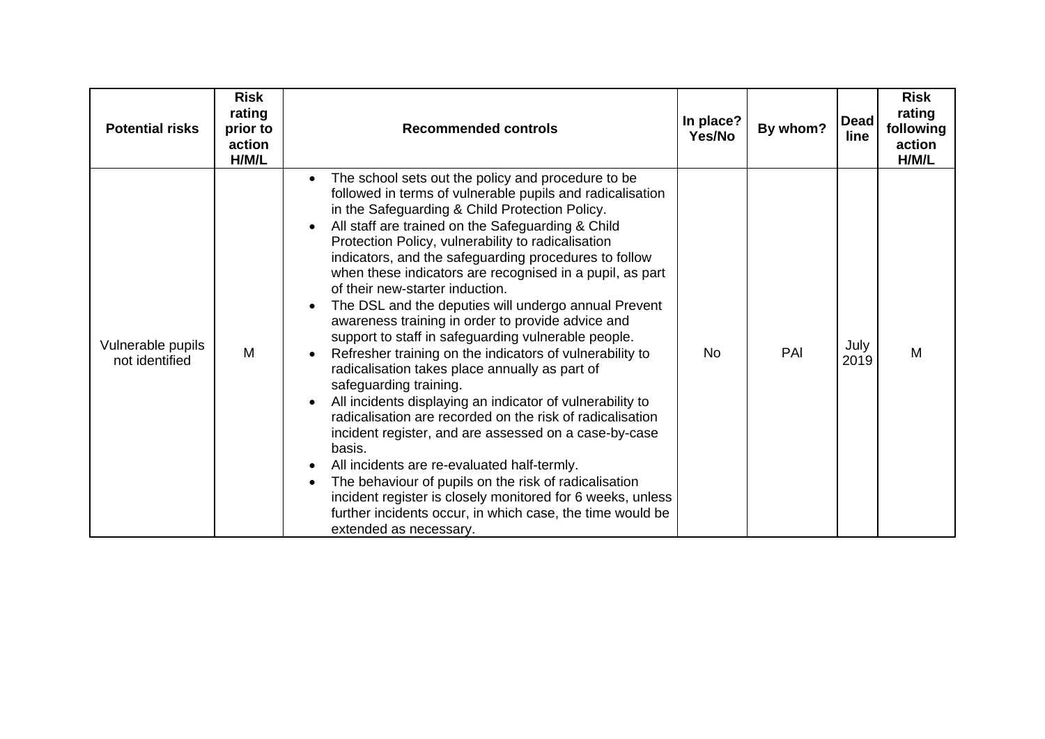| Potential risks | Risk rating prior to action H/M/L | Recommended controls | In place? Yes/No | By whom? | Dead line | Risk rating following action H/M/L |
|---|---|---|---|---|---|---|
| Vulnerable pupils not identified | M | • The school sets out the policy and procedure to be followed in terms of vulnerable pupils and radicalisation in the Safeguarding & Child Protection Policy.<br>• All staff are trained on the Safeguarding & Child Protection Policy, vulnerability to radicalisation indicators, and the safeguarding procedures to follow when these indicators are recognised in a pupil, as part of their new-starter induction.<br>• The DSL and the deputies will undergo annual Prevent awareness training in order to provide advice and support to staff in safeguarding vulnerable people.<br>• Refresher training on the indicators of vulnerability to radicalisation takes place annually as part of safeguarding training.<br>• All incidents displaying an indicator of vulnerability to radicalisation are recorded on the risk of radicalisation incident register, and are assessed on a case-by-case basis.<br>• All incidents are re-evaluated half-termly.<br>• The behaviour of pupils on the risk of radicalisation incident register is closely monitored for 6 weeks, unless further incidents occur, in which case, the time would be extended as necessary. | No | PAl | July 2019 | M |